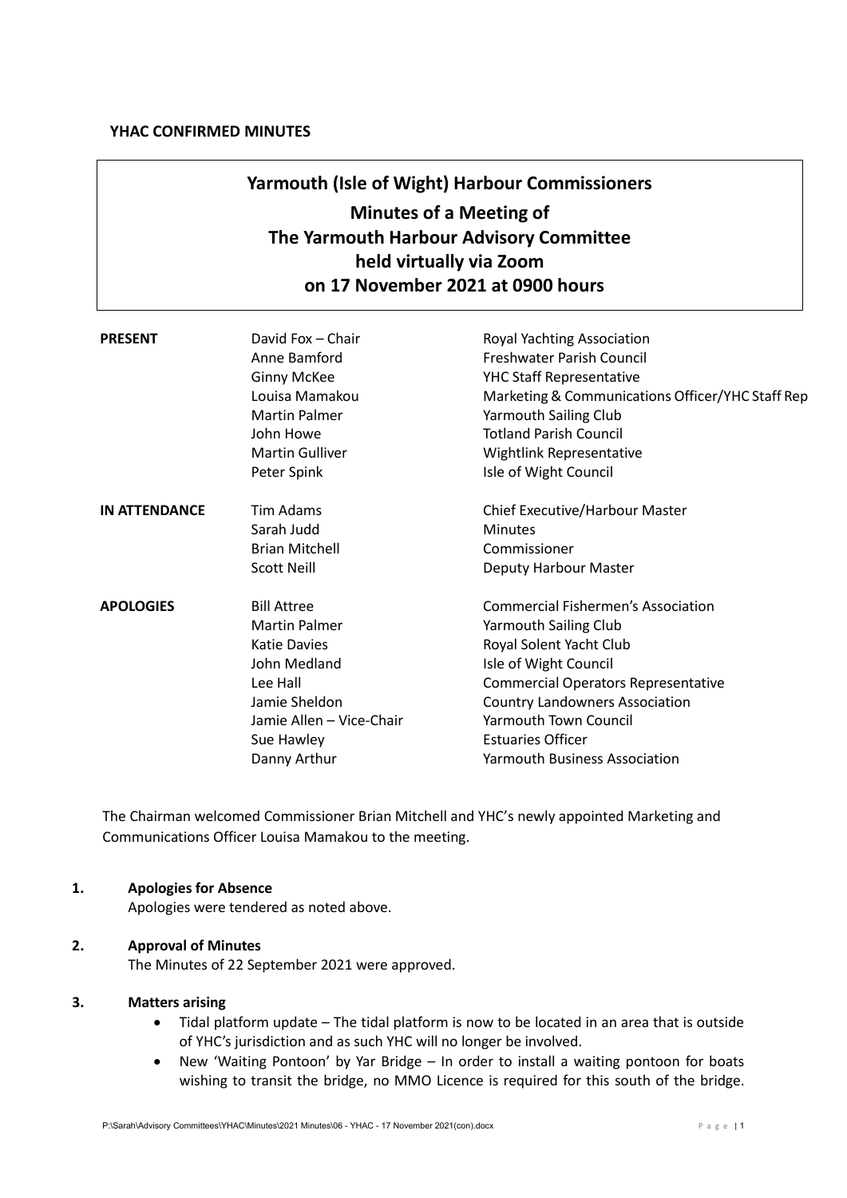**YHAC CONFIRMED MINUTES**

# Yarmouth (Isle of Wight) Harbour Commissioners

## Minutes of a Meeting of The Yarmouth Harbour Advisory Committee held virtually via Zoom on 17 November 2021 at 0900 hours

| | | |
|---|---|---|
| **PRESENT** | David Fox – Chair | Royal Yachting Association |
| | Anne Bamford | Freshwater Parish Council |
| | Ginny McKee | YHC Staff Representative |
| | Louisa Mamakou | Marketing & Communications Officer/YHC Staff Rep |
| | Martin Palmer | Yarmouth Sailing Club |
| | John Howe | Totland Parish Council |
| | Martin Gulliver | Wightlink Representative |
| | Peter Spink | Isle of Wight Council |
| **IN ATTENDANCE** | Tim Adams | Chief Executive/Harbour Master |
| | Sarah Judd | Minutes |
| | Brian Mitchell | Commissioner |
| | Scott Neill | Deputy Harbour Master |
| **APOLOGIES** | Bill Attree | Commercial Fishermen's Association |
| | Martin Palmer | Yarmouth Sailing Club |
| | Katie Davies | Royal Solent Yacht Club |
| | John Medland | Isle of Wight Council |
| | Lee Hall | Commercial Operators Representative |
| | Jamie Sheldon | Country Landowners Association |
| | Jamie Allen – Vice-Chair | Yarmouth Town Council |
| | Sue Hawley | Estuaries Officer |
| | Danny Arthur | Yarmouth Business Association |

The Chairman welcomed Commissioner Brian Mitchell and YHC's newly appointed Marketing and Communications Officer Louisa Mamakou to the meeting.

**1. Apologies for Absence**

Apologies were tendered as noted above.

**2. Approval of Minutes**

The Minutes of 22 September 2021 were approved.

**3. Matters arising**

- Tidal platform update – The tidal platform is now to be located in an area that is outside of YHC's jurisdiction and as such YHC will no longer be involved.
- New 'Waiting Pontoon' by Yar Bridge – In order to install a waiting pontoon for boats wishing to transit the bridge, no MMO Licence is required for this south of the bridge.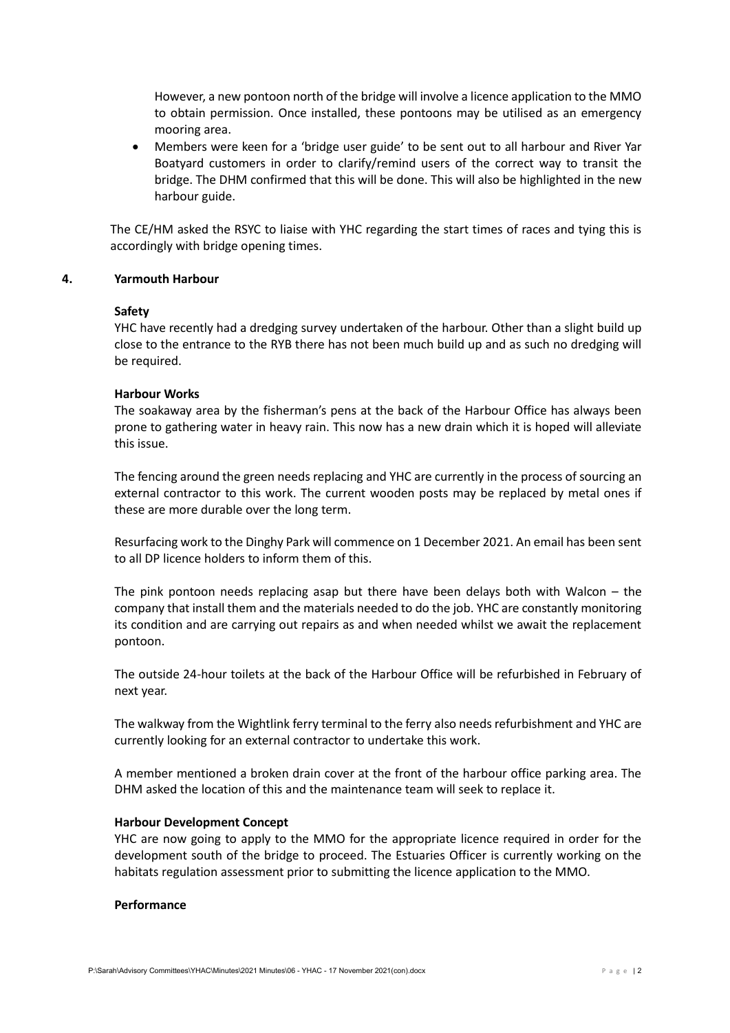However, a new pontoon north of the bridge will involve a licence application to the MMO to obtain permission. Once installed, these pontoons may be utilised as an emergency mooring area.

- Members were keen for a 'bridge user guide' to be sent out to all harbour and River Yar Boatyard customers in order to clarify/remind users of the correct way to transit the bridge. The DHM confirmed that this will be done. This will also be highlighted in the new harbour guide.

The CE/HM asked the RSYC to liaise with YHC regarding the start times of races and tying this is accordingly with bridge opening times.

## 4. Yarmouth Harbour

**Safety**

YHC have recently had a dredging survey undertaken of the harbour. Other than a slight build up close to the entrance to the RYB there has not been much build up and as such no dredging will be required.

**Harbour Works**

The soakaway area by the fisherman's pens at the back of the Harbour Office has always been prone to gathering water in heavy rain. This now has a new drain which it is hoped will alleviate this issue.

The fencing around the green needs replacing and YHC are currently in the process of sourcing an external contractor to this work. The current wooden posts may be replaced by metal ones if these are more durable over the long term.

Resurfacing work to the Dinghy Park will commence on 1 December 2021. An email has been sent to all DP licence holders to inform them of this.

The pink pontoon needs replacing asap but there have been delays both with Walcon – the company that install them and the materials needed to do the job. YHC are constantly monitoring its condition and are carrying out repairs as and when needed whilst we await the replacement pontoon.

The outside 24-hour toilets at the back of the Harbour Office will be refurbished in February of next year.

The walkway from the Wightlink ferry terminal to the ferry also needs refurbishment and YHC are currently looking for an external contractor to undertake this work.

A member mentioned a broken drain cover at the front of the harbour office parking area. The DHM asked the location of this and the maintenance team will seek to replace it.

**Harbour Development Concept**

YHC are now going to apply to the MMO for the appropriate licence required in order for the development south of the bridge to proceed. The Estuaries Officer is currently working on the habitats regulation assessment prior to submitting the licence application to the MMO.

**Performance**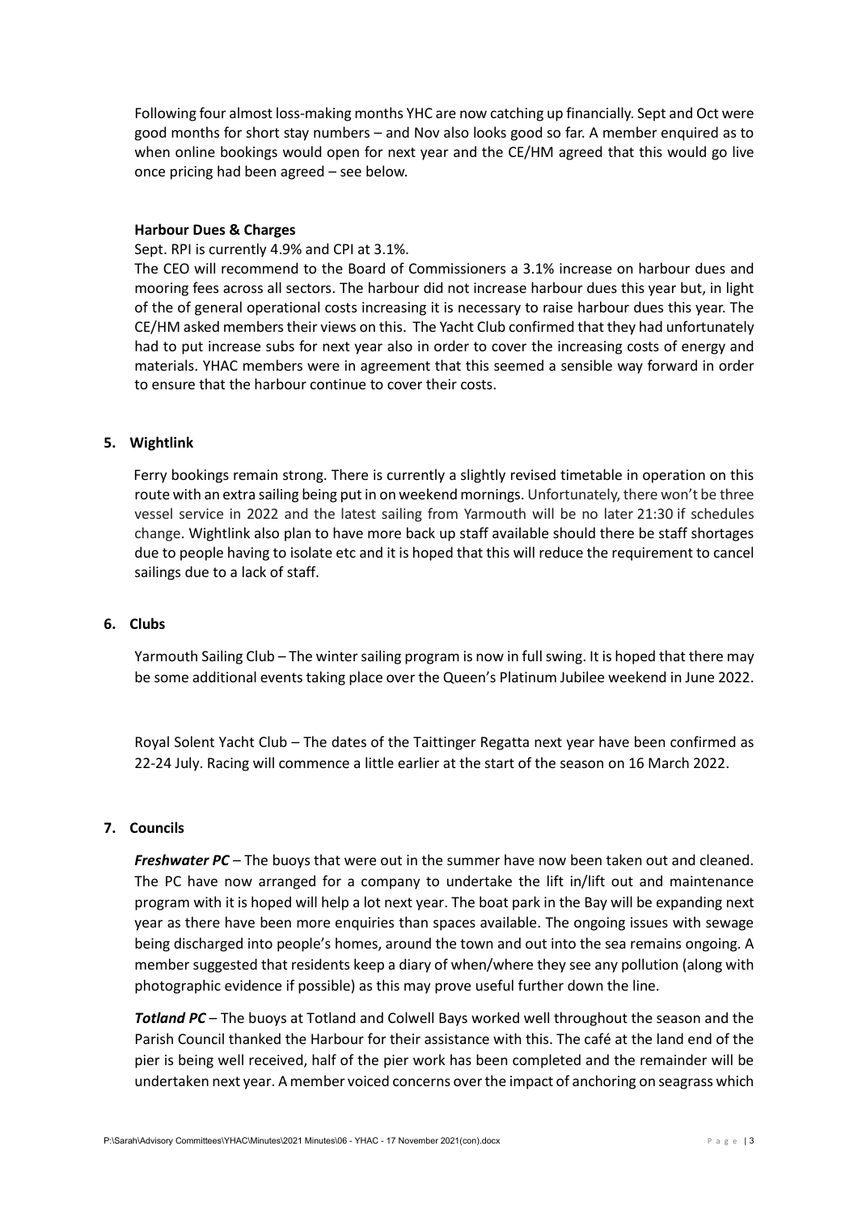Following four almost loss-making months YHC are now catching up financially. Sept and Oct were good months for short stay numbers – and Nov also looks good so far. A member enquired as to when online bookings would open for next year and the CE/HM agreed that this would go live once pricing had been agreed – see below.

**Harbour Dues & Charges**

Sept. RPI is currently 4.9% and CPI at 3.1%.

The CEO will recommend to the Board of Commissioners a 3.1% increase on harbour dues and mooring fees across all sectors. The harbour did not increase harbour dues this year but, in light of the of general operational costs increasing it is necessary to raise harbour dues this year. The CE/HM asked members their views on this. The Yacht Club confirmed that they had unfortunately had to put increase subs for next year also in order to cover the increasing costs of energy and materials. YHAC members were in agreement that this seemed a sensible way forward in order to ensure that the harbour continue to cover their costs.

## 5. Wightlink

Ferry bookings remain strong. There is currently a slightly revised timetable in operation on this route with an extra sailing being put in on weekend mornings. Unfortunately, there won't be three vessel service in 2022 and the latest sailing from Yarmouth will be no later 21:30 if schedules change. Wightlink also plan to have more back up staff available should there be staff shortages due to people having to isolate etc and it is hoped that this will reduce the requirement to cancel sailings due to a lack of staff.

## 6. Clubs

Yarmouth Sailing Club – The winter sailing program is now in full swing. It is hoped that there may be some additional events taking place over the Queen's Platinum Jubilee weekend in June 2022.

Royal Solent Yacht Club – The dates of the Taittinger Regatta next year have been confirmed as 22-24 July. Racing will commence a little earlier at the start of the season on 16 March 2022.

## 7. Councils

***Freshwater PC*** – The buoys that were out in the summer have now been taken out and cleaned. The PC have now arranged for a company to undertake the lift in/lift out and maintenance program with it is hoped will help a lot next year. The boat park in the Bay will be expanding next year as there have been more enquiries than spaces available. The ongoing issues with sewage being discharged into people's homes, around the town and out into the sea remains ongoing. A member suggested that residents keep a diary of when/where they see any pollution (along with photographic evidence if possible) as this may prove useful further down the line.

***Totland PC*** – The buoys at Totland and Colwell Bays worked well throughout the season and the Parish Council thanked the Harbour for their assistance with this. The café at the land end of the pier is being well received, half of the pier work has been completed and the remainder will be undertaken next year. A member voiced concerns over the impact of anchoring on seagrass which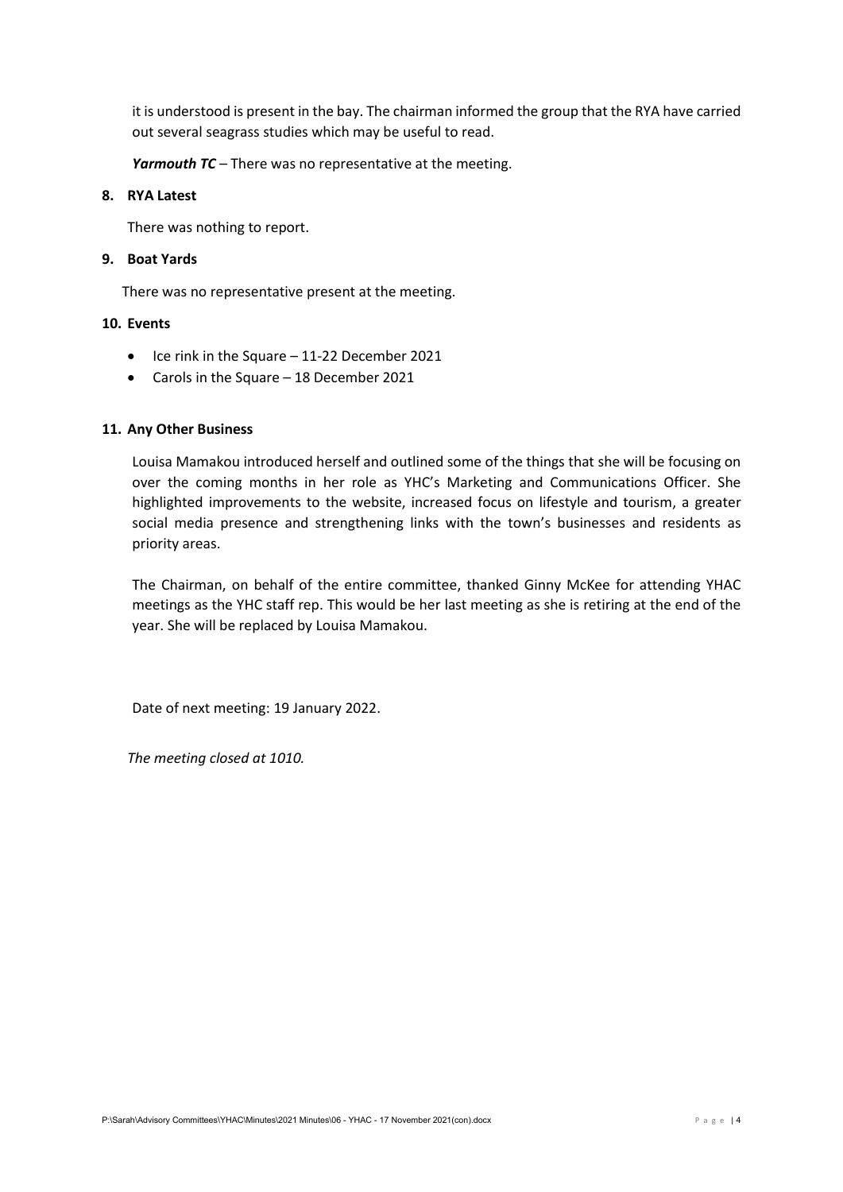it is understood is present in the bay. The chairman informed the group that the RYA have carried out several seagrass studies which may be useful to read.

***Yarmouth TC*** – There was no representative at the meeting.

**8. RYA Latest**

There was nothing to report.

**9. Boat Yards**

There was no representative present at the meeting.

**10. Events**

- Ice rink in the Square – 11-22 December 2021
- Carols in the Square – 18 December 2021

**11. Any Other Business**

Louisa Mamakou introduced herself and outlined some of the things that she will be focusing on over the coming months in her role as YHC's Marketing and Communications Officer. She highlighted improvements to the website, increased focus on lifestyle and tourism, a greater social media presence and strengthening links with the town's businesses and residents as priority areas.

The Chairman, on behalf of the entire committee, thanked Ginny McKee for attending YHAC meetings as the YHC staff rep. This would be her last meeting as she is retiring at the end of the year. She will be replaced by Louisa Mamakou.

Date of next meeting: 19 January 2022.

*The meeting closed at 1010.*